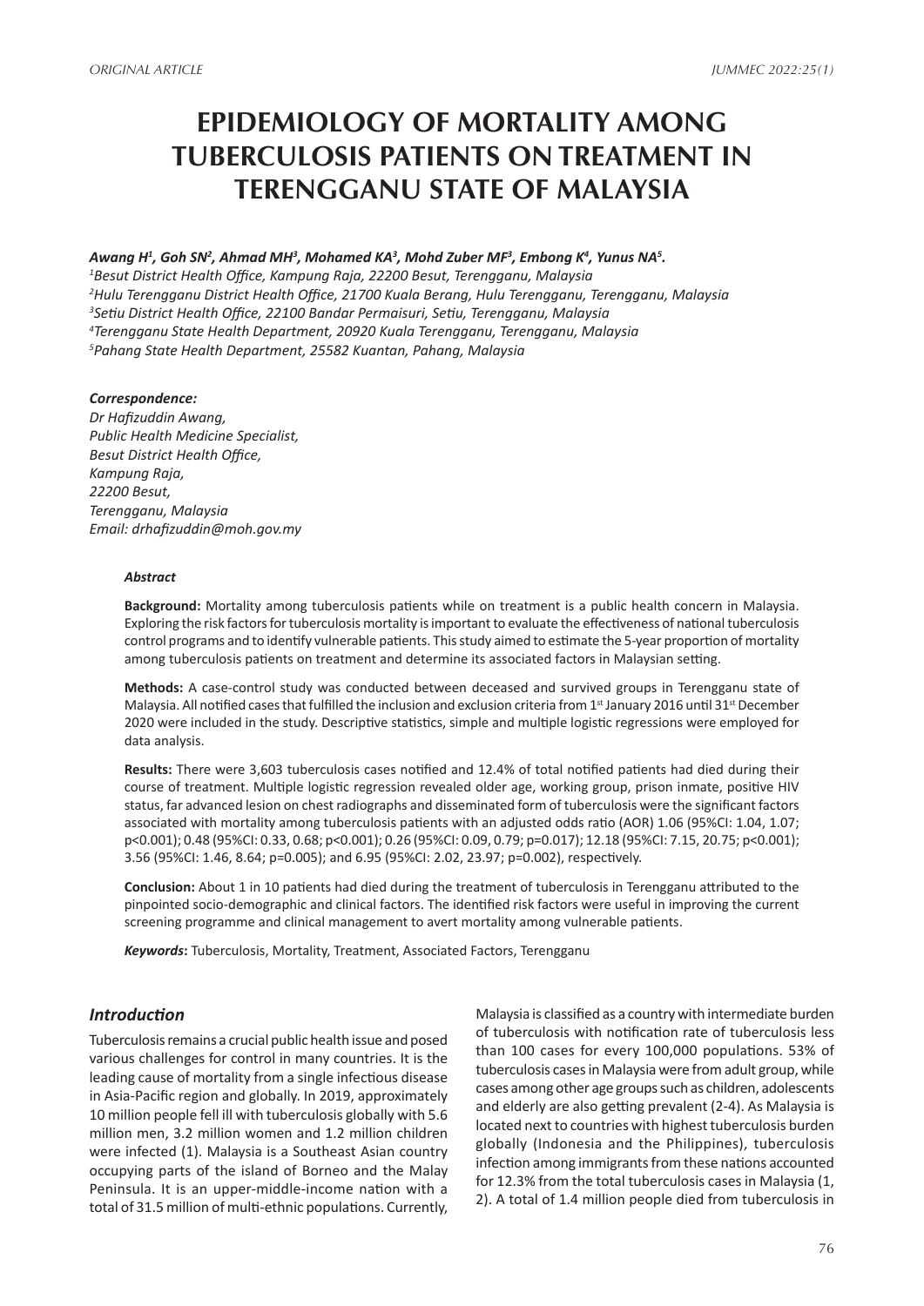# EPIDEMIOLOGY OF MORTALITY AMONG TUBERCULOSIS PATIENTS ON TREATMENT IN TERENGGANU STATE OF MALAYSIA

***Awang H[1], Goh SN[2], Ahmad MH[3], Mohamed KA[3], Mohd Zuber MF[3], Embong K[4], Yunus NA[5].***

*[1]Besut District Health Office, Kampung Raja, 22200 Besut, Terengganu, Malaysia*
*[2]Hulu Terengganu District Health Office, 21700 Kuala Berang, Hulu Terengganu, Terengganu, Malaysia*
*[3]Setiu District Health Office, 22100 Bandar Permaisuri, Setiu, Terengganu, Malaysia*
*[4]Terengganu State Health Department, 20920 Kuala Terengganu, Terengganu, Malaysia*
*[5]Pahang State Health Department, 25582 Kuantan, Pahang, Malaysia*

***Correspondence:***
*Dr Hafizuddin Awang,*
*Public Health Medicine Specialist,*
*Besut District Health Office,*
*Kampung Raja,*
*22200 Besut,*
*Terengganu, Malaysia*
*Email: drhafizuddin@moh.gov.my*

### *Abstract*

**Background:** Mortality among tuberculosis patients while on treatment is a public health concern in Malaysia. Exploring the risk factors for tuberculosis mortality is important to evaluate the effectiveness of national tuberculosis control programs and to identify vulnerable patients. This study aimed to estimate the 5-year proportion of mortality among tuberculosis patients on treatment and determine its associated factors in Malaysian setting.

**Methods:** A case-control study was conducted between deceased and survived groups in Terengganu state of Malaysia. All notified cases that fulfilled the inclusion and exclusion criteria from 1st January 2016 until 31st December 2020 were included in the study. Descriptive statistics, simple and multiple logistic regressions were employed for data analysis.

**Results:** There were 3,603 tuberculosis cases notified and 12.4% of total notified patients had died during their course of treatment. Multiple logistic regression revealed older age, working group, prison inmate, positive HIV status, far advanced lesion on chest radiographs and disseminated form of tuberculosis were the significant factors associated with mortality among tuberculosis patients with an adjusted odds ratio (AOR) 1.06 (95%CI: 1.04, 1.07; p<0.001); 0.48 (95%CI: 0.33, 0.68; p<0.001); 0.26 (95%CI: 0.09, 0.79; p=0.017); 12.18 (95%CI: 7.15, 20.75; p<0.001); 3.56 (95%CI: 1.46, 8.64; p=0.005); and 6.95 (95%CI: 2.02, 23.97; p=0.002), respectively.

**Conclusion:** About 1 in 10 patients had died during the treatment of tuberculosis in Terengganu attributed to the pinpointed socio-demographic and clinical factors. The identified risk factors were useful in improving the current screening programme and clinical management to avert mortality among vulnerable patients.

***Keywords*****:** Tuberculosis, Mortality, Treatment, Associated Factors, Terengganu

## *Introduction*

Tuberculosis remains a crucial public health issue and posed various challenges for control in many countries. It is the leading cause of mortality from a single infectious disease in Asia-Pacific region and globally. In 2019, approximately 10 million people fell ill with tuberculosis globally with 5.6 million men, 3.2 million women and 1.2 million children were infected (1). Malaysia is a Southeast Asian country occupying parts of the island of Borneo and the Malay Peninsula. It is an upper-middle-income nation with a total of 31.5 million of multi-ethnic populations. Currently, Malaysia is classified as a country with intermediate burden of tuberculosis with notification rate of tuberculosis less than 100 cases for every 100,000 populations. 53% of tuberculosis cases in Malaysia were from adult group, while cases among other age groups such as children, adolescents and elderly are also getting prevalent (2-4). As Malaysia is located next to countries with highest tuberculosis burden globally (Indonesia and the Philippines), tuberculosis infection among immigrants from these nations accounted for 12.3% from the total tuberculosis cases in Malaysia (1, 2). A total of 1.4 million people died from tuberculosis in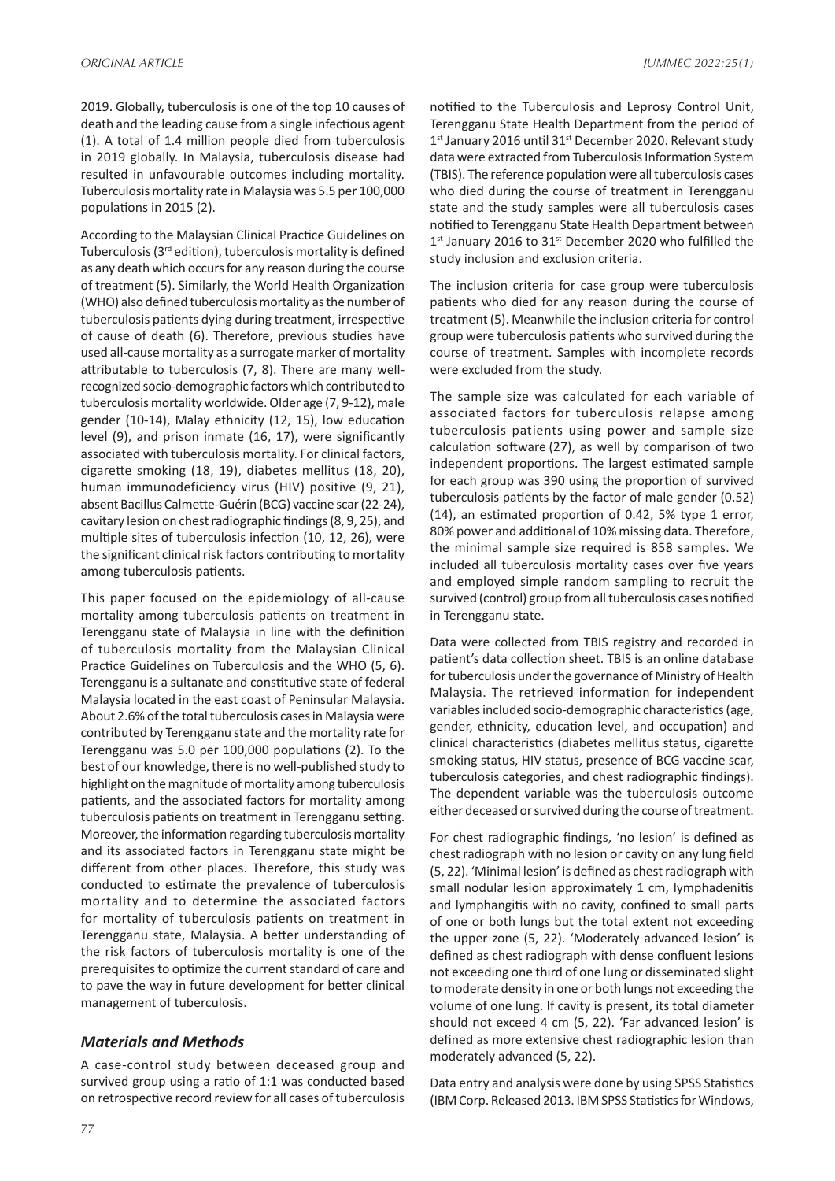2019. Globally, tuberculosis is one of the top 10 causes of death and the leading cause from a single infectious agent (1). A total of 1.4 million people died from tuberculosis in 2019 globally. In Malaysia, tuberculosis disease had resulted in unfavourable outcomes including mortality. Tuberculosis mortality rate in Malaysia was 5.5 per 100,000 populations in 2015 (2).

According to the Malaysian Clinical Practice Guidelines on Tuberculosis (3rd edition), tuberculosis mortality is defined as any death which occurs for any reason during the course of treatment (5). Similarly, the World Health Organization (WHO) also defined tuberculosis mortality as the number of tuberculosis patients dying during treatment, irrespective of cause of death (6). Therefore, previous studies have used all-cause mortality as a surrogate marker of mortality attributable to tuberculosis (7, 8). There are many well-recognized socio-demographic factors which contributed to tuberculosis mortality worldwide. Older age (7, 9-12), male gender (10-14), Malay ethnicity (12, 15), low education level (9), and prison inmate (16, 17), were significantly associated with tuberculosis mortality. For clinical factors, cigarette smoking (18, 19), diabetes mellitus (18, 20), human immunodeficiency virus (HIV) positive (9, 21), absent Bacillus Calmette-Guérin (BCG) vaccine scar (22-24), cavitary lesion on chest radiographic findings (8, 9, 25), and multiple sites of tuberculosis infection (10, 12, 26), were the significant clinical risk factors contributing to mortality among tuberculosis patients.

This paper focused on the epidemiology of all-cause mortality among tuberculosis patients on treatment in Terengganu state of Malaysia in line with the definition of tuberculosis mortality from the Malaysian Clinical Practice Guidelines on Tuberculosis and the WHO (5, 6). Terengganu is a sultanate and constitutive state of federal Malaysia located in the east coast of Peninsular Malaysia. About 2.6% of the total tuberculosis cases in Malaysia were contributed by Terengganu state and the mortality rate for Terengganu was 5.0 per 100,000 populations (2). To the best of our knowledge, there is no well-published study to highlight on the magnitude of mortality among tuberculosis patients, and the associated factors for mortality among tuberculosis patients on treatment in Terengganu setting. Moreover, the information regarding tuberculosis mortality and its associated factors in Terengganu state might be different from other places. Therefore, this study was conducted to estimate the prevalence of tuberculosis mortality and to determine the associated factors for mortality of tuberculosis patients on treatment in Terengganu state, Malaysia. A better understanding of the risk factors of tuberculosis mortality is one of the prerequisites to optimize the current standard of care and to pave the way in future development for better clinical management of tuberculosis.

## *Materials and Methods*

A case-control study between deceased group and survived group using a ratio of 1:1 was conducted based on retrospective record review for all cases of tuberculosis notified to the Tuberculosis and Leprosy Control Unit, Terengganu State Health Department from the period of 1st January 2016 until 31st December 2020. Relevant study data were extracted from Tuberculosis Information System (TBIS). The reference population were all tuberculosis cases who died during the course of treatment in Terengganu state and the study samples were all tuberculosis cases notified to Terengganu State Health Department between 1st January 2016 to 31st December 2020 who fulfilled the study inclusion and exclusion criteria.

The inclusion criteria for case group were tuberculosis patients who died for any reason during the course of treatment (5). Meanwhile the inclusion criteria for control group were tuberculosis patients who survived during the course of treatment. Samples with incomplete records were excluded from the study.

The sample size was calculated for each variable of associated factors for tuberculosis relapse among tuberculosis patients using power and sample size calculation software (27), as well by comparison of two independent proportions. The largest estimated sample for each group was 390 using the proportion of survived tuberculosis patients by the factor of male gender (0.52) (14), an estimated proportion of 0.42, 5% type 1 error, 80% power and additional of 10% missing data. Therefore, the minimal sample size required is 858 samples. We included all tuberculosis mortality cases over five years and employed simple random sampling to recruit the survived (control) group from all tuberculosis cases notified in Terengganu state.

Data were collected from TBIS registry and recorded in patient's data collection sheet. TBIS is an online database for tuberculosis under the governance of Ministry of Health Malaysia. The retrieved information for independent variables included socio-demographic characteristics (age, gender, ethnicity, education level, and occupation) and clinical characteristics (diabetes mellitus status, cigarette smoking status, HIV status, presence of BCG vaccine scar, tuberculosis categories, and chest radiographic findings). The dependent variable was the tuberculosis outcome either deceased or survived during the course of treatment.

For chest radiographic findings, 'no lesion' is defined as chest radiograph with no lesion or cavity on any lung field (5, 22). 'Minimal lesion' is defined as chest radiograph with small nodular lesion approximately 1 cm, lymphadenitis and lymphangitis with no cavity, confined to small parts of one or both lungs but the total extent not exceeding the upper zone (5, 22). 'Moderately advanced lesion' is defined as chest radiograph with dense confluent lesions not exceeding one third of one lung or disseminated slight to moderate density in one or both lungs not exceeding the volume of one lung. If cavity is present, its total diameter should not exceed 4 cm (5, 22). 'Far advanced lesion' is defined as more extensive chest radiographic lesion than moderately advanced (5, 22).

Data entry and analysis were done by using SPSS Statistics (IBM Corp. Released 2013. IBM SPSS Statistics for Windows,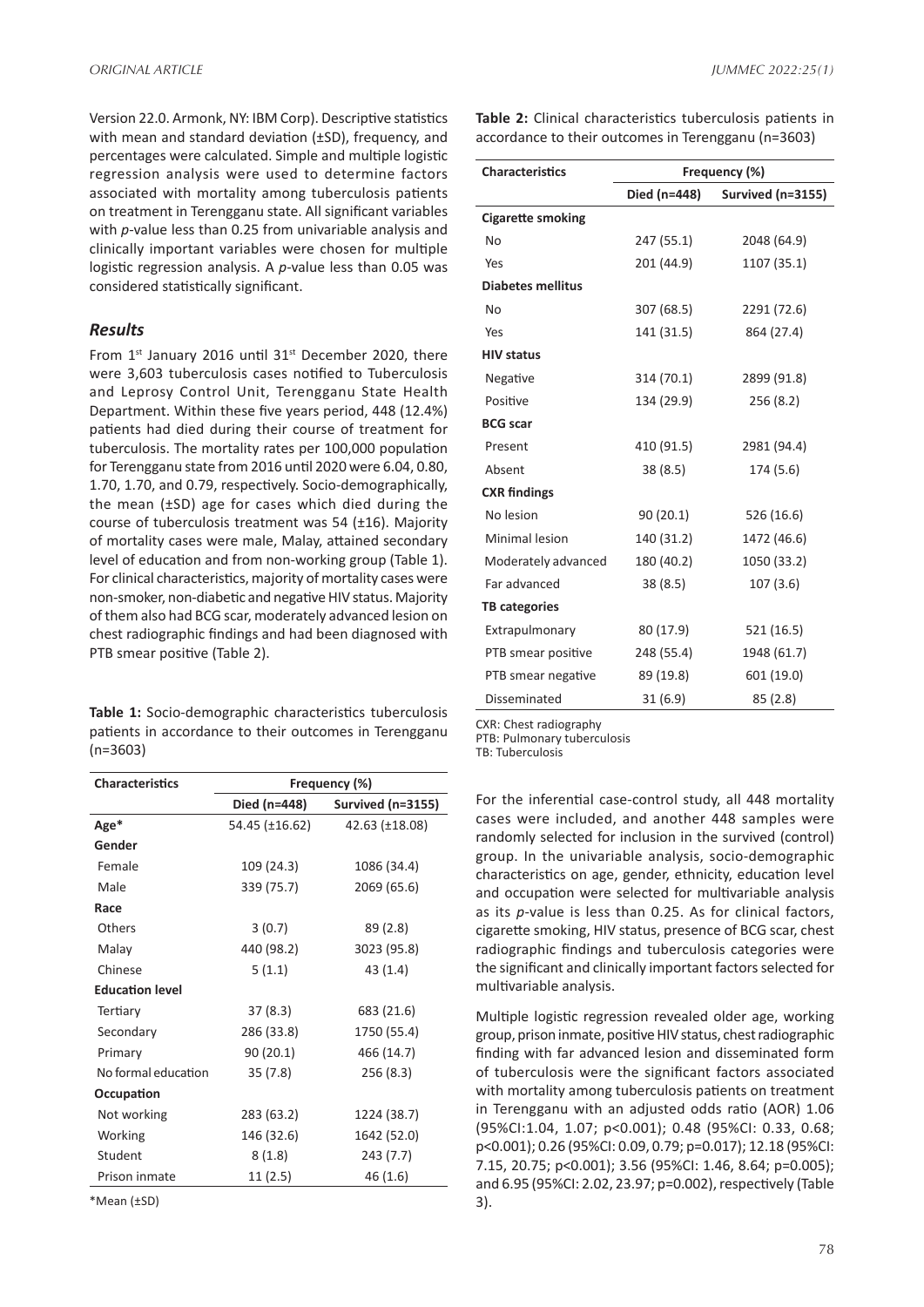Version 22.0. Armonk, NY: IBM Corp). Descriptive statistics with mean and standard deviation (±SD), frequency, and percentages were calculated. Simple and multiple logistic regression analysis were used to determine factors associated with mortality among tuberculosis patients on treatment in Terengganu state. All significant variables with *p*-value less than 0.25 from univariable analysis and clinically important variables were chosen for multiple logistic regression analysis. A *p*-value less than 0.05 was considered statistically significant.

## *Results*

From 1st January 2016 until 31st December 2020, there were 3,603 tuberculosis cases notified to Tuberculosis and Leprosy Control Unit, Terengganu State Health Department. Within these five years period, 448 (12.4%) patients had died during their course of treatment for tuberculosis. The mortality rates per 100,000 population for Terengganu state from 2016 until 2020 were 6.04, 0.80, 1.70, 1.70, and 0.79, respectively. Socio-demographically, the mean (±SD) age for cases which died during the course of tuberculosis treatment was 54 (±16). Majority of mortality cases were male, Malay, attained secondary level of education and from non-working group (Table 1). For clinical characteristics, majority of mortality cases were non-smoker, non-diabetic and negative HIV status. Majority of them also had BCG scar, moderately advanced lesion on chest radiographic findings and had been diagnosed with PTB smear positive (Table 2).

**Table 1:** Socio-demographic characteristics tuberculosis patients in accordance to their outcomes in Terengganu (n=3603)

| Characteristics | Frequency (%) | |
|---|---|---|
| | Died (n=448) | Survived (n=3155) |
| **Age*** | 54.45 (±16.62) | 42.63 (±18.08) |
| **Gender** | | |
| Female | 109 (24.3) | 1086 (34.4) |
| Male | 339 (75.7) | 2069 (65.6) |
| **Race** | | |
| Others | 3 (0.7) | 89 (2.8) |
| Malay | 440 (98.2) | 3023 (95.8) |
| Chinese | 5 (1.1) | 43 (1.4) |
| **Education level** | | |
| Tertiary | 37 (8.3) | 683 (21.6) |
| Secondary | 286 (33.8) | 1750 (55.4) |
| Primary | 90 (20.1) | 466 (14.7) |
| No formal education | 35 (7.8) | 256 (8.3) |
| **Occupation** | | |
| Not working | 283 (63.2) | 1224 (38.7) |
| Working | 146 (32.6) | 1642 (52.0) |
| Student | 8 (1.8) | 243 (7.7) |
| Prison inmate | 11 (2.5) | 46 (1.6) |

*Mean (±SD)

**Table 2:** Clinical characteristics tuberculosis patients in accordance to their outcomes in Terengganu (n=3603)

| Characteristics | Frequency (%) | |
|---|---|---|
| | Died (n=448) | Survived (n=3155) |
| **Cigarette smoking** | | |
| No | 247 (55.1) | 2048 (64.9) |
| Yes | 201 (44.9) | 1107 (35.1) |
| **Diabetes mellitus** | | |
| No | 307 (68.5) | 2291 (72.6) |
| Yes | 141 (31.5) | 864 (27.4) |
| **HIV status** | | |
| Negative | 314 (70.1) | 2899 (91.8) |
| Positive | 134 (29.9) | 256 (8.2) |
| **BCG scar** | | |
| Present | 410 (91.5) | 2981 (94.4) |
| Absent | 38 (8.5) | 174 (5.6) |
| **CXR findings** | | |
| No lesion | 90 (20.1) | 526 (16.6) |
| Minimal lesion | 140 (31.2) | 1472 (46.6) |
| Moderately advanced | 180 (40.2) | 1050 (33.2) |
| Far advanced | 38 (8.5) | 107 (3.6) |
| **TB categories** | | |
| Extrapulmonary | 80 (17.9) | 521 (16.5) |
| PTB smear positive | 248 (55.4) | 1948 (61.7) |
| PTB smear negative | 89 (19.8) | 601 (19.0) |
| Disseminated | 31 (6.9) | 85 (2.8) |

CXR: Chest radiography
PTB: Pulmonary tuberculosis
TB: Tuberculosis

For the inferential case-control study, all 448 mortality cases were included, and another 448 samples were randomly selected for inclusion in the survived (control) group. In the univariable analysis, socio-demographic characteristics on age, gender, ethnicity, education level and occupation were selected for multivariable analysis as its *p*-value is less than 0.25. As for clinical factors, cigarette smoking, HIV status, presence of BCG scar, chest radiographic findings and tuberculosis categories were the significant and clinically important factors selected for multivariable analysis.

Multiple logistic regression revealed older age, working group, prison inmate, positive HIV status, chest radiographic finding with far advanced lesion and disseminated form of tuberculosis were the significant factors associated with mortality among tuberculosis patients on treatment in Terengganu with an adjusted odds ratio (AOR) 1.06 (95%CI:1.04, 1.07; p<0.001); 0.48 (95%CI: 0.33, 0.68; p<0.001); 0.26 (95%CI: 0.09, 0.79; p=0.017); 12.18 (95%CI: 7.15, 20.75; p<0.001); 3.56 (95%CI: 1.46, 8.64; p=0.005); and 6.95 (95%CI: 2.02, 23.97; p=0.002), respectively (Table 3).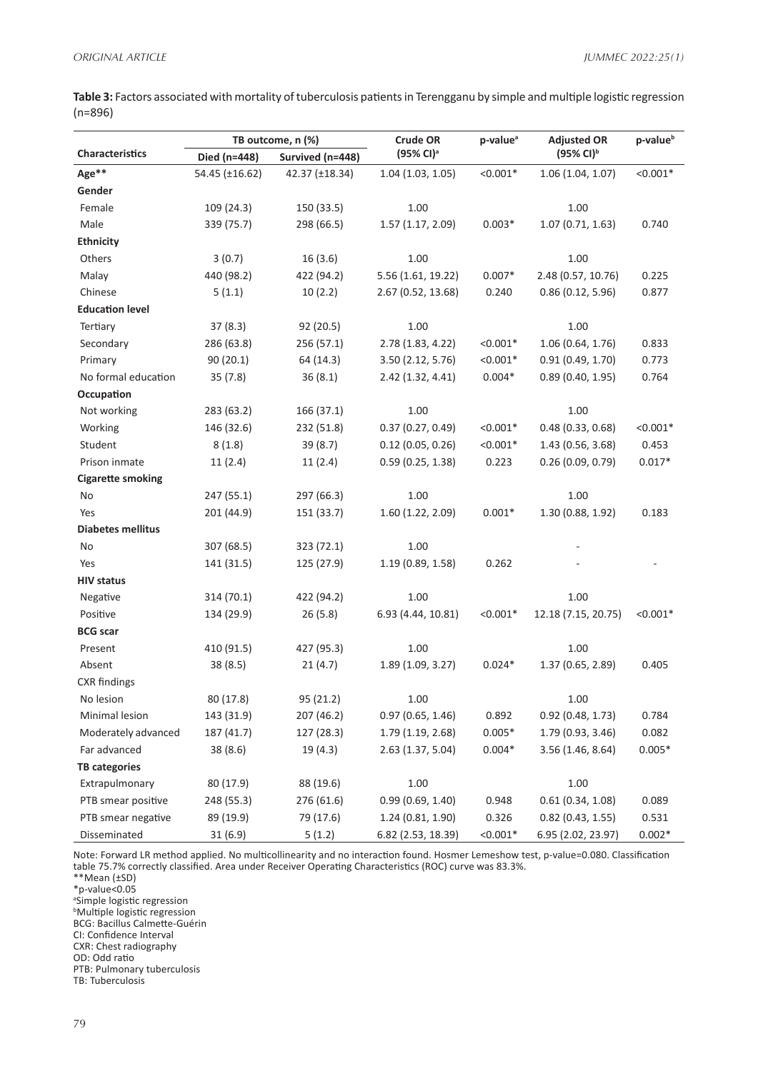**Table 3:** Factors associated with mortality of tuberculosis patients in Terengganu by simple and multiple logistic regression (n=896)

| Characteristics | TB outcome, n (%) | | Crude OR (95% CI)[a] | p-value[a] | Adjusted OR (95% CI)[b] | p-value[b] |
|---|---|---|---|---|---|---|
| | Died (n=448) | Survived (n=448) | | | | |
| **Age**** | 54.45 (±16.62) | 42.37 (±18.34) | 1.04 (1.03, 1.05) | <0.001* | 1.06 (1.04, 1.07) | <0.001* |
| **Gender** | | | | | | |
| Female | 109 (24.3) | 150 (33.5) | 1.00 | | 1.00 | |
| Male | 339 (75.7) | 298 (66.5) | 1.57 (1.17, 2.09) | 0.003* | 1.07 (0.71, 1.63) | 0.740 |
| **Ethnicity** | | | | | | |
| Others | 3 (0.7) | 16 (3.6) | 1.00 | | 1.00 | |
| Malay | 440 (98.2) | 422 (94.2) | 5.56 (1.61, 19.22) | 0.007* | 2.48 (0.57, 10.76) | 0.225 |
| Chinese | 5 (1.1) | 10 (2.2) | 2.67 (0.52, 13.68) | 0.240 | 0.86 (0.12, 5.96) | 0.877 |
| **Education level** | | | | | | |
| Tertiary | 37 (8.3) | 92 (20.5) | 1.00 | | 1.00 | |
| Secondary | 286 (63.8) | 256 (57.1) | 2.78 (1.83, 4.22) | <0.001* | 1.06 (0.64, 1.76) | 0.833 |
| Primary | 90 (20.1) | 64 (14.3) | 3.50 (2.12, 5.76) | <0.001* | 0.91 (0.49, 1.70) | 0.773 |
| No formal education | 35 (7.8) | 36 (8.1) | 2.42 (1.32, 4.41) | 0.004* | 0.89 (0.40, 1.95) | 0.764 |
| **Occupation** | | | | | | |
| Not working | 283 (63.2) | 166 (37.1) | 1.00 | | 1.00 | |
| Working | 146 (32.6) | 232 (51.8) | 0.37 (0.27, 0.49) | <0.001* | 0.48 (0.33, 0.68) | <0.001* |
| Student | 8 (1.8) | 39 (8.7) | 0.12 (0.05, 0.26) | <0.001* | 1.43 (0.56, 3.68) | 0.453 |
| Prison inmate | 11 (2.4) | 11 (2.4) | 0.59 (0.25, 1.38) | 0.223 | 0.26 (0.09, 0.79) | 0.017* |
| **Cigarette smoking** | | | | | | |
| No | 247 (55.1) | 297 (66.3) | 1.00 | | 1.00 | |
| Yes | 201 (44.9) | 151 (33.7) | 1.60 (1.22, 2.09) | 0.001* | 1.30 (0.88, 1.92) | 0.183 |
| **Diabetes mellitus** | | | | | | |
| No | 307 (68.5) | 323 (72.1) | 1.00 | | - | |
| Yes | 141 (31.5) | 125 (27.9) | 1.19 (0.89, 1.58) | 0.262 | - | - |
| **HIV status** | | | | | | |
| Negative | 314 (70.1) | 422 (94.2) | 1.00 | | 1.00 | |
| Positive | 134 (29.9) | 26 (5.8) | 6.93 (4.44, 10.81) | <0.001* | 12.18 (7.15, 20.75) | <0.001* |
| **BCG scar** | | | | | | |
| Present | 410 (91.5) | 427 (95.3) | 1.00 | | 1.00 | |
| Absent | 38 (8.5) | 21 (4.7) | 1.89 (1.09, 3.27) | 0.024* | 1.37 (0.65, 2.89) | 0.405 |
| CXR findings | | | | | | |
| No lesion | 80 (17.8) | 95 (21.2) | 1.00 | | 1.00 | |
| Minimal lesion | 143 (31.9) | 207 (46.2) | 0.97 (0.65, 1.46) | 0.892 | 0.92 (0.48, 1.73) | 0.784 |
| Moderately advanced | 187 (41.7) | 127 (28.3) | 1.79 (1.19, 2.68) | 0.005* | 1.79 (0.93, 3.46) | 0.082 |
| Far advanced | 38 (8.6) | 19 (4.3) | 2.63 (1.37, 5.04) | 0.004* | 3.56 (1.46, 8.64) | 0.005* |
| **TB categories** | | | | | | |
| Extrapulmonary | 80 (17.9) | 88 (19.6) | 1.00 | | 1.00 | |
| PTB smear positive | 248 (55.3) | 276 (61.6) | 0.99 (0.69, 1.40) | 0.948 | 0.61 (0.34, 1.08) | 0.089 |
| PTB smear negative | 89 (19.9) | 79 (17.6) | 1.24 (0.81, 1.90) | 0.326 | 0.82 (0.43, 1.55) | 0.531 |
| Disseminated | 31 (6.9) | 5 (1.2) | 6.82 (2.53, 18.39) | <0.001* | 6.95 (2.02, 23.97) | 0.002* |

Note: Forward LR method applied. No multicollinearity and no interaction found. Hosmer Lemeshow test, p-value=0.080. Classification table 75.7% correctly classified. Area under Receiver Operating Characteristics (ROC) curve was 83.3%.
**Mean (±SD)
*p-value<0.05
[a]Simple logistic regression
[b]Multiple logistic regression
BCG: Bacillus Calmette-Guérin
CI: Confidence Interval
CXR: Chest radiography
OD: Odd ratio
PTB: Pulmonary tuberculosis
TB: Tuberculosis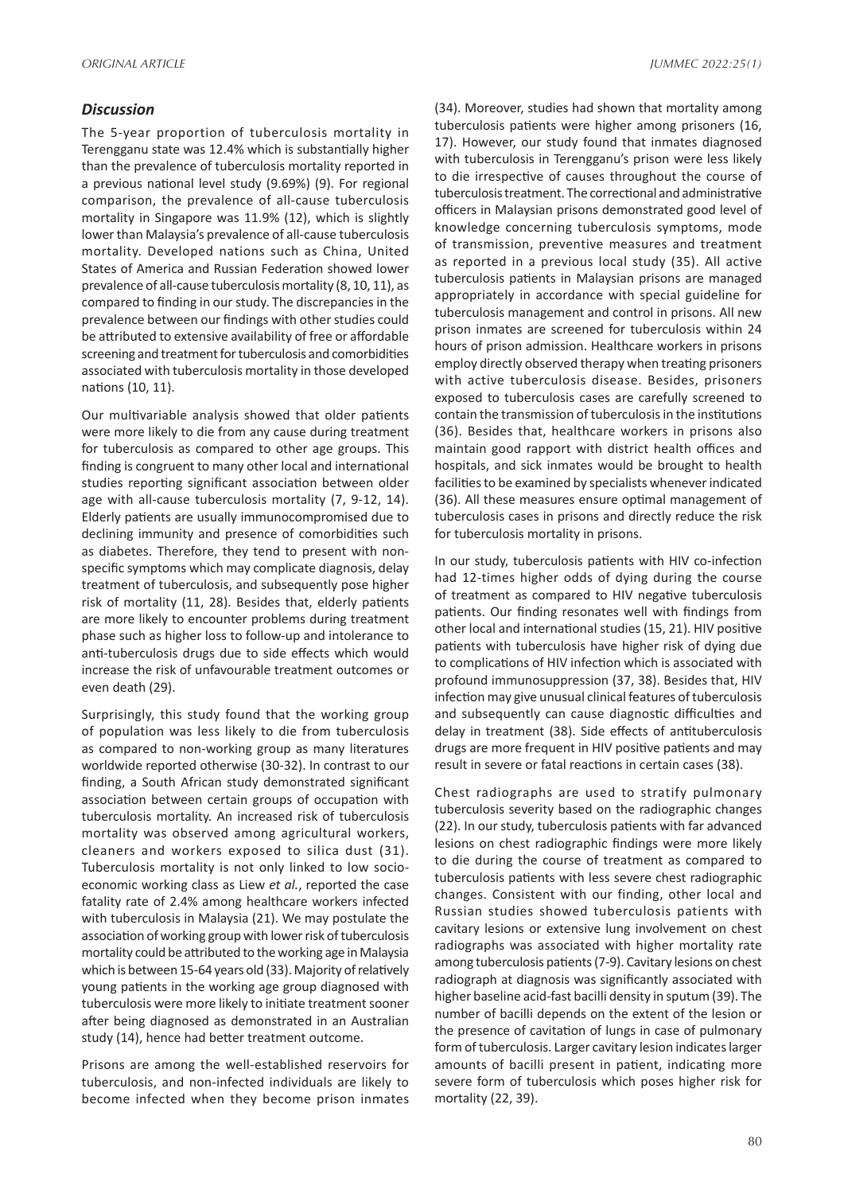## *Discussion*

The 5-year proportion of tuberculosis mortality in Terengganu state was 12.4% which is substantially higher than the prevalence of tuberculosis mortality reported in a previous national level study (9.69%) (9). For regional comparison, the prevalence of all-cause tuberculosis mortality in Singapore was 11.9% (12), which is slightly lower than Malaysia's prevalence of all-cause tuberculosis mortality. Developed nations such as China, United States of America and Russian Federation showed lower prevalence of all-cause tuberculosis mortality (8, 10, 11), as compared to finding in our study. The discrepancies in the prevalence between our findings with other studies could be attributed to extensive availability of free or affordable screening and treatment for tuberculosis and comorbidities associated with tuberculosis mortality in those developed nations (10, 11).

Our multivariable analysis showed that older patients were more likely to die from any cause during treatment for tuberculosis as compared to other age groups. This finding is congruent to many other local and international studies reporting significant association between older age with all-cause tuberculosis mortality (7, 9-12, 14). Elderly patients are usually immunocompromised due to declining immunity and presence of comorbidities such as diabetes. Therefore, they tend to present with non-specific symptoms which may complicate diagnosis, delay treatment of tuberculosis, and subsequently pose higher risk of mortality (11, 28). Besides that, elderly patients are more likely to encounter problems during treatment phase such as higher loss to follow-up and intolerance to anti-tuberculosis drugs due to side effects which would increase the risk of unfavourable treatment outcomes or even death (29).

Surprisingly, this study found that the working group of population was less likely to die from tuberculosis as compared to non-working group as many literatures worldwide reported otherwise (30-32). In contrast to our finding, a South African study demonstrated significant association between certain groups of occupation with tuberculosis mortality. An increased risk of tuberculosis mortality was observed among agricultural workers, cleaners and workers exposed to silica dust (31). Tuberculosis mortality is not only linked to low socio-economic working class as Liew *et al.*, reported the case fatality rate of 2.4% among healthcare workers infected with tuberculosis in Malaysia (21). We may postulate the association of working group with lower risk of tuberculosis mortality could be attributed to the working age in Malaysia which is between 15-64 years old (33). Majority of relatively young patients in the working age group diagnosed with tuberculosis were more likely to initiate treatment sooner after being diagnosed as demonstrated in an Australian study (14), hence had better treatment outcome.

Prisons are among the well-established reservoirs for tuberculosis, and non-infected individuals are likely to become infected when they become prison inmates (34). Moreover, studies had shown that mortality among tuberculosis patients were higher among prisoners (16, 17). However, our study found that inmates diagnosed with tuberculosis in Terengganu's prison were less likely to die irrespective of causes throughout the course of tuberculosis treatment. The correctional and administrative officers in Malaysian prisons demonstrated good level of knowledge concerning tuberculosis symptoms, mode of transmission, preventive measures and treatment as reported in a previous local study (35). All active tuberculosis patients in Malaysian prisons are managed appropriately in accordance with special guideline for tuberculosis management and control in prisons. All new prison inmates are screened for tuberculosis within 24 hours of prison admission. Healthcare workers in prisons employ directly observed therapy when treating prisoners with active tuberculosis disease. Besides, prisoners exposed to tuberculosis cases are carefully screened to contain the transmission of tuberculosis in the institutions (36). Besides that, healthcare workers in prisons also maintain good rapport with district health offices and hospitals, and sick inmates would be brought to health facilities to be examined by specialists whenever indicated (36). All these measures ensure optimal management of tuberculosis cases in prisons and directly reduce the risk for tuberculosis mortality in prisons.

In our study, tuberculosis patients with HIV co-infection had 12-times higher odds of dying during the course of treatment as compared to HIV negative tuberculosis patients. Our finding resonates well with findings from other local and international studies (15, 21). HIV positive patients with tuberculosis have higher risk of dying due to complications of HIV infection which is associated with profound immunosuppression (37, 38). Besides that, HIV infection may give unusual clinical features of tuberculosis and subsequently can cause diagnostic difficulties and delay in treatment (38). Side effects of antituberculosis drugs are more frequent in HIV positive patients and may result in severe or fatal reactions in certain cases (38).

Chest radiographs are used to stratify pulmonary tuberculosis severity based on the radiographic changes (22). In our study, tuberculosis patients with far advanced lesions on chest radiographic findings were more likely to die during the course of treatment as compared to tuberculosis patients with less severe chest radiographic changes. Consistent with our finding, other local and Russian studies showed tuberculosis patients with cavitary lesions or extensive lung involvement on chest radiographs was associated with higher mortality rate among tuberculosis patients (7-9). Cavitary lesions on chest radiograph at diagnosis was significantly associated with higher baseline acid-fast bacilli density in sputum (39). The number of bacilli depends on the extent of the lesion or the presence of cavitation of lungs in case of pulmonary form of tuberculosis. Larger cavitary lesion indicates larger amounts of bacilli present in patient, indicating more severe form of tuberculosis which poses higher risk for mortality (22, 39).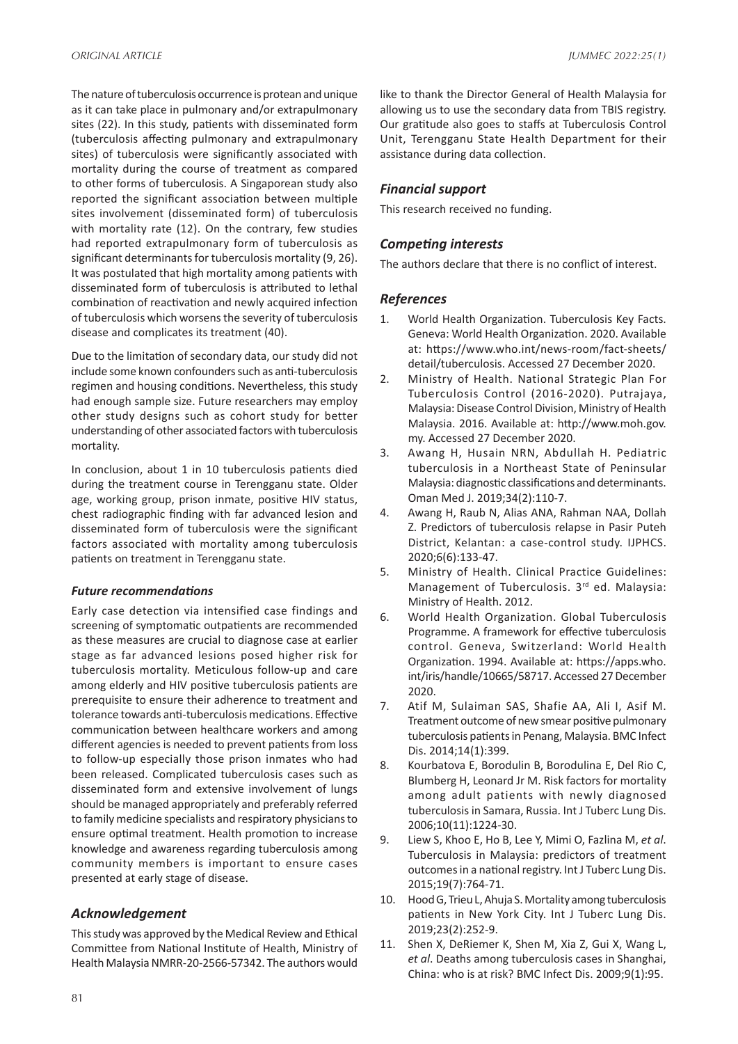The nature of tuberculosis occurrence is protean and unique as it can take place in pulmonary and/or extrapulmonary sites (22). In this study, patients with disseminated form (tuberculosis affecting pulmonary and extrapulmonary sites) of tuberculosis were significantly associated with mortality during the course of treatment as compared to other forms of tuberculosis. A Singaporean study also reported the significant association between multiple sites involvement (disseminated form) of tuberculosis with mortality rate (12). On the contrary, few studies had reported extrapulmonary form of tuberculosis as significant determinants for tuberculosis mortality (9, 26). It was postulated that high mortality among patients with disseminated form of tuberculosis is attributed to lethal combination of reactivation and newly acquired infection of tuberculosis which worsens the severity of tuberculosis disease and complicates its treatment (40).

Due to the limitation of secondary data, our study did not include some known confounders such as anti-tuberculosis regimen and housing conditions. Nevertheless, this study had enough sample size. Future researchers may employ other study designs such as cohort study for better understanding of other associated factors with tuberculosis mortality.

In conclusion, about 1 in 10 tuberculosis patients died during the treatment course in Terengganu state. Older age, working group, prison inmate, positive HIV status, chest radiographic finding with far advanced lesion and disseminated form of tuberculosis were the significant factors associated with mortality among tuberculosis patients on treatment in Terengganu state.

### *Future recommendations*

Early case detection via intensified case findings and screening of symptomatic outpatients are recommended as these measures are crucial to diagnose case at earlier stage as far advanced lesions posed higher risk for tuberculosis mortality. Meticulous follow-up and care among elderly and HIV positive tuberculosis patients are prerequisite to ensure their adherence to treatment and tolerance towards anti-tuberculosis medications. Effective communication between healthcare workers and among different agencies is needed to prevent patients from loss to follow-up especially those prison inmates who had been released. Complicated tuberculosis cases such as disseminated form and extensive involvement of lungs should be managed appropriately and preferably referred to family medicine specialists and respiratory physicians to ensure optimal treatment. Health promotion to increase knowledge and awareness regarding tuberculosis among community members is important to ensure cases presented at early stage of disease.

## *Acknowledgement*

This study was approved by the Medical Review and Ethical Committee from National Institute of Health, Ministry of Health Malaysia NMRR-20-2566-57342. The authors would like to thank the Director General of Health Malaysia for allowing us to use the secondary data from TBIS registry. Our gratitude also goes to staffs at Tuberculosis Control Unit, Terengganu State Health Department for their assistance during data collection.

## *Financial support*

This research received no funding.

## *Competing interests*

The authors declare that there is no conflict of interest.

## *References*

1. World Health Organization. Tuberculosis Key Facts. Geneva: World Health Organization. 2020. Available at: https://www.who.int/news-room/fact-sheets/detail/tuberculosis. Accessed 27 December 2020.
2. Ministry of Health. National Strategic Plan For Tuberculosis Control (2016-2020). Putrajaya, Malaysia: Disease Control Division, Ministry of Health Malaysia. 2016. Available at: http://www.moh.gov.my. Accessed 27 December 2020.
3. Awang H, Husain NRN, Abdullah H. Pediatric tuberculosis in a Northeast State of Peninsular Malaysia: diagnostic classifications and determinants. Oman Med J. 2019;34(2):110-7.
4. Awang H, Raub N, Alias ANA, Rahman NAA, Dollah Z. Predictors of tuberculosis relapse in Pasir Puteh District, Kelantan: a case-control study. IJPHCS. 2020;6(6):133-47.
5. Ministry of Health. Clinical Practice Guidelines: Management of Tuberculosis. 3rd ed. Malaysia: Ministry of Health. 2012.
6. World Health Organization. Global Tuberculosis Programme. A framework for effective tuberculosis control. Geneva, Switzerland: World Health Organization. 1994. Available at: https://apps.who.int/iris/handle/10665/58717. Accessed 27 December 2020.
7. Atif M, Sulaiman SAS, Shafie AA, Ali I, Asif M. Treatment outcome of new smear positive pulmonary tuberculosis patients in Penang, Malaysia. BMC Infect Dis. 2014;14(1):399.
8. Kourbatova E, Borodulin B, Borodulina E, Del Rio C, Blumberg H, Leonard Jr M. Risk factors for mortality among adult patients with newly diagnosed tuberculosis in Samara, Russia. Int J Tuberc Lung Dis. 2006;10(11):1224-30.
9. Liew S, Khoo E, Ho B, Lee Y, Mimi O, Fazlina M, *et al*. Tuberculosis in Malaysia: predictors of treatment outcomes in a national registry. Int J Tuberc Lung Dis. 2015;19(7):764-71.
10. Hood G, Trieu L, Ahuja S. Mortality among tuberculosis patients in New York City. Int J Tuberc Lung Dis. 2019;23(2):252-9.
11. Shen X, DeRiemer K, Shen M, Xia Z, Gui X, Wang L, *et al*. Deaths among tuberculosis cases in Shanghai, China: who is at risk? BMC Infect Dis. 2009;9(1):95.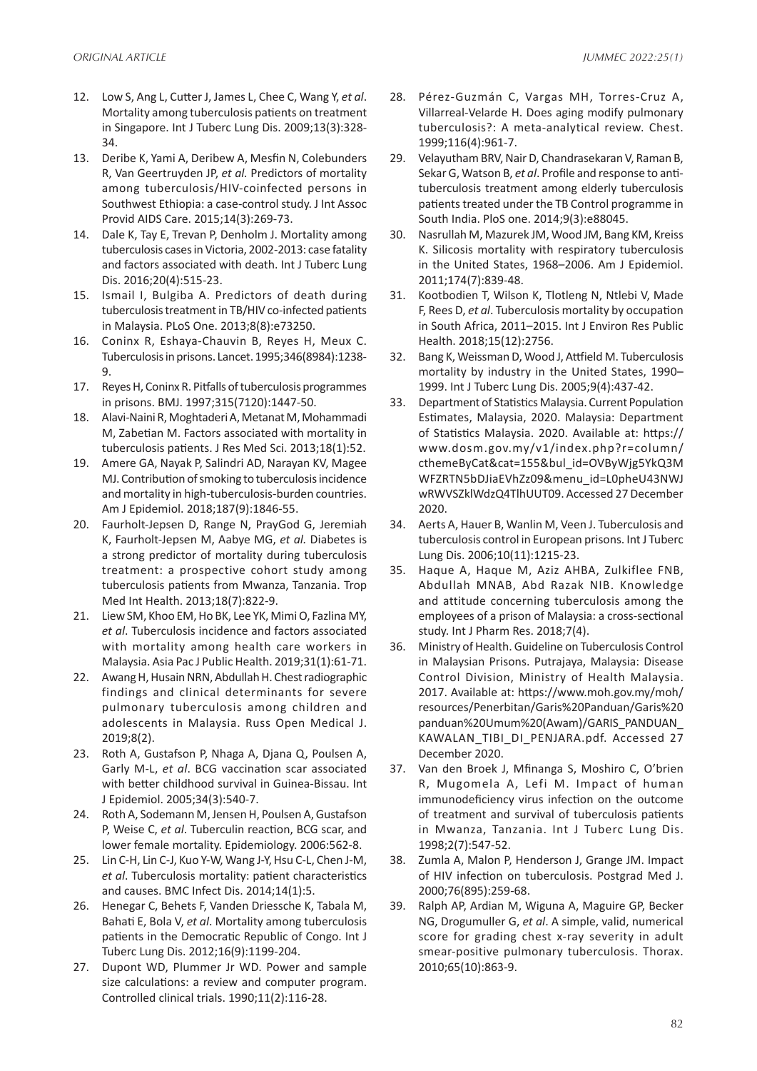12. Low S, Ang L, Cutter J, James L, Chee C, Wang Y, *et al*. Mortality among tuberculosis patients on treatment in Singapore. Int J Tuberc Lung Dis. 2009;13(3):328-34.
13. Deribe K, Yami A, Deribew A, Mesfin N, Colebunders R, Van Geertruyden JP, *et al.* Predictors of mortality among tuberculosis/HIV-coinfected persons in Southwest Ethiopia: a case-control study. J Int Assoc Provid AIDS Care. 2015;14(3):269-73.
14. Dale K, Tay E, Trevan P, Denholm J. Mortality among tuberculosis cases in Victoria, 2002-2013: case fatality and factors associated with death. Int J Tuberc Lung Dis. 2016;20(4):515-23.
15. Ismail I, Bulgiba A. Predictors of death during tuberculosis treatment in TB/HIV co-infected patients in Malaysia. PLoS One. 2013;8(8):e73250.
16. Coninx R, Eshaya-Chauvin B, Reyes H, Meux C. Tuberculosis in prisons. Lancet. 1995;346(8984):1238-9.
17. Reyes H, Coninx R. Pitfalls of tuberculosis programmes in prisons. BMJ. 1997;315(7120):1447-50.
18. Alavi-Naini R, Moghtaderi A, Metanat M, Mohammadi M, Zabetian M. Factors associated with mortality in tuberculosis patients. J Res Med Sci. 2013;18(1):52.
19. Amere GA, Nayak P, Salindri AD, Narayan KV, Magee MJ. Contribution of smoking to tuberculosis incidence and mortality in high-tuberculosis-burden countries. Am J Epidemiol. 2018;187(9):1846-55.
20. Faurholt-Jepsen D, Range N, PrayGod G, Jeremiah K, Faurholt-Jepsen M, Aabye MG, *et al.* Diabetes is a strong predictor of mortality during tuberculosis treatment: a prospective cohort study among tuberculosis patients from Mwanza, Tanzania. Trop Med Int Health. 2013;18(7):822-9.
21. Liew SM, Khoo EM, Ho BK, Lee YK, Mimi O, Fazlina MY, *et al*. Tuberculosis incidence and factors associated with mortality among health care workers in Malaysia. Asia Pac J Public Health. 2019;31(1):61-71.
22. Awang H, Husain NRN, Abdullah H. Chest radiographic findings and clinical determinants for severe pulmonary tuberculosis among children and adolescents in Malaysia. Russ Open Medical J. 2019;8(2).
23. Roth A, Gustafson P, Nhaga A, Djana Q, Poulsen A, Garly M-L, *et al*. BCG vaccination scar associated with better childhood survival in Guinea-Bissau. Int J Epidemiol. 2005;34(3):540-7.
24. Roth A, Sodemann M, Jensen H, Poulsen A, Gustafson P, Weise C, *et al*. Tuberculin reaction, BCG scar, and lower female mortality. Epidemiology. 2006:562-8.
25. Lin C-H, Lin C-J, Kuo Y-W, Wang J-Y, Hsu C-L, Chen J-M, *et al*. Tuberculosis mortality: patient characteristics and causes. BMC Infect Dis. 2014;14(1):5.
26. Henegar C, Behets F, Vanden Driessche K, Tabala M, Bahati E, Bola V, *et al*. Mortality among tuberculosis patients in the Democratic Republic of Congo. Int J Tuberc Lung Dis. 2012;16(9):1199-204.
27. Dupont WD, Plummer Jr WD. Power and sample size calculations: a review and computer program. Controlled clinical trials. 1990;11(2):116-28.
28. Pérez-Guzmán C, Vargas MH, Torres-Cruz A, Villarreal-Velarde H. Does aging modify pulmonary tuberculosis?: A meta-analytical review. Chest. 1999;116(4):961-7.
29. Velayutham BRV, Nair D, Chandrasekaran V, Raman B, Sekar G, Watson B, *et al*. Profile and response to anti-tuberculosis treatment among elderly tuberculosis patients treated under the TB Control programme in South India. PloS one. 2014;9(3):e88045.
30. Nasrullah M, Mazurek JM, Wood JM, Bang KM, Kreiss K. Silicosis mortality with respiratory tuberculosis in the United States, 1968–2006. Am J Epidemiol. 2011;174(7):839-48.
31. Kootbodien T, Wilson K, Tlotleng N, Ntlebi V, Made F, Rees D, *et al*. Tuberculosis mortality by occupation in South Africa, 2011–2015. Int J Environ Res Public Health. 2018;15(12):2756.
32. Bang K, Weissman D, Wood J, Attfield M. Tuberculosis mortality by industry in the United States, 1990–1999. Int J Tuberc Lung Dis. 2005;9(4):437-42.
33. Department of Statistics Malaysia. Current Population Estimates, Malaysia, 2020. Malaysia: Department of Statistics Malaysia. 2020. Available at: https://www.dosm.gov.my/v1/index.php?r=column/cthemeByCat&cat=155&bul_id=OVByWjg5YkQ3MWFZRTN5bDJiaEVhZz09&menu_id=L0pheU43NWJwRWVSZklWdzQ4TlhUUT09. Accessed 27 December 2020.
34. Aerts A, Hauer B, Wanlin M, Veen J. Tuberculosis and tuberculosis control in European prisons. Int J Tuberc Lung Dis. 2006;10(11):1215-23.
35. Haque A, Haque M, Aziz AHBA, Zulkiflee FNB, Abdullah MNAB, Abd Razak NIB. Knowledge and attitude concerning tuberculosis among the employees of a prison of Malaysia: a cross-sectional study. Int J Pharm Res. 2018;7(4).
36. Ministry of Health. Guideline on Tuberculosis Control in Malaysian Prisons. Putrajaya, Malaysia: Disease Control Division, Ministry of Health Malaysia. 2017. Available at: https://www.moh.gov.my/moh/resources/Penerbitan/Garis%20Panduan/Garis%20panduan%20Umum%20(Awam)/GARIS_PANDUAN_KAWALAN_TIBI_DI_PENJARA.pdf. Accessed 27 December 2020.
37. Van den Broek J, Mfinanga S, Moshiro C, O'brien R, Mugomela A, Lefi M. Impact of human immunodeficiency virus infection on the outcome of treatment and survival of tuberculosis patients in Mwanza, Tanzania. Int J Tuberc Lung Dis. 1998;2(7):547-52.
38. Zumla A, Malon P, Henderson J, Grange JM. Impact of HIV infection on tuberculosis. Postgrad Med J. 2000;76(895):259-68.
39. Ralph AP, Ardian M, Wiguna A, Maguire GP, Becker NG, Drogumuller G, *et al*. A simple, valid, numerical score for grading chest x-ray severity in adult smear-positive pulmonary tuberculosis. Thorax. 2010;65(10):863-9.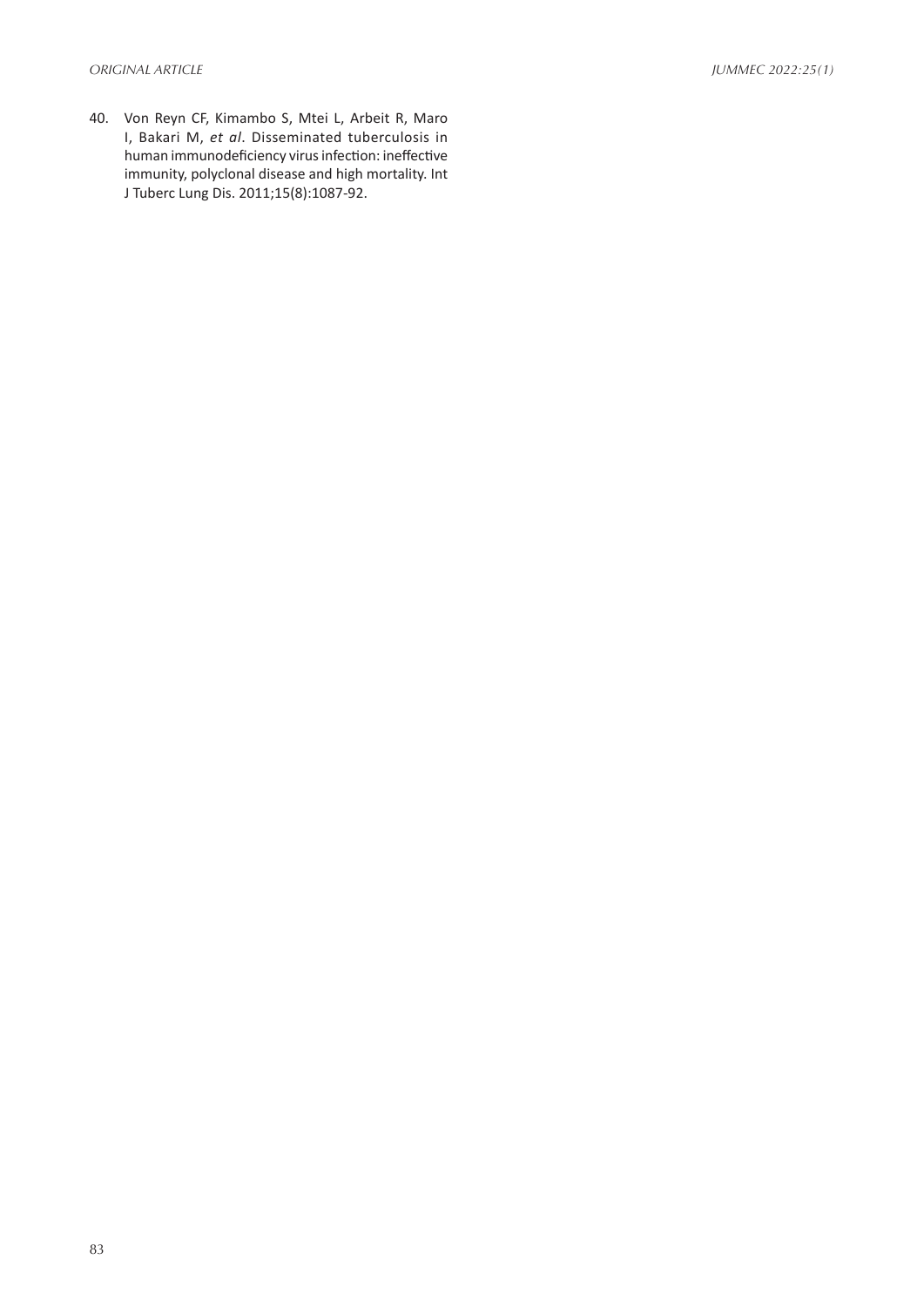40. Von Reyn CF, Kimambo S, Mtei L, Arbeit R, Maro I, Bakari M, *et al*. Disseminated tuberculosis in human immunodeficiency virus infection: ineffective immunity, polyclonal disease and high mortality. Int J Tuberc Lung Dis. 2011;15(8):1087-92.